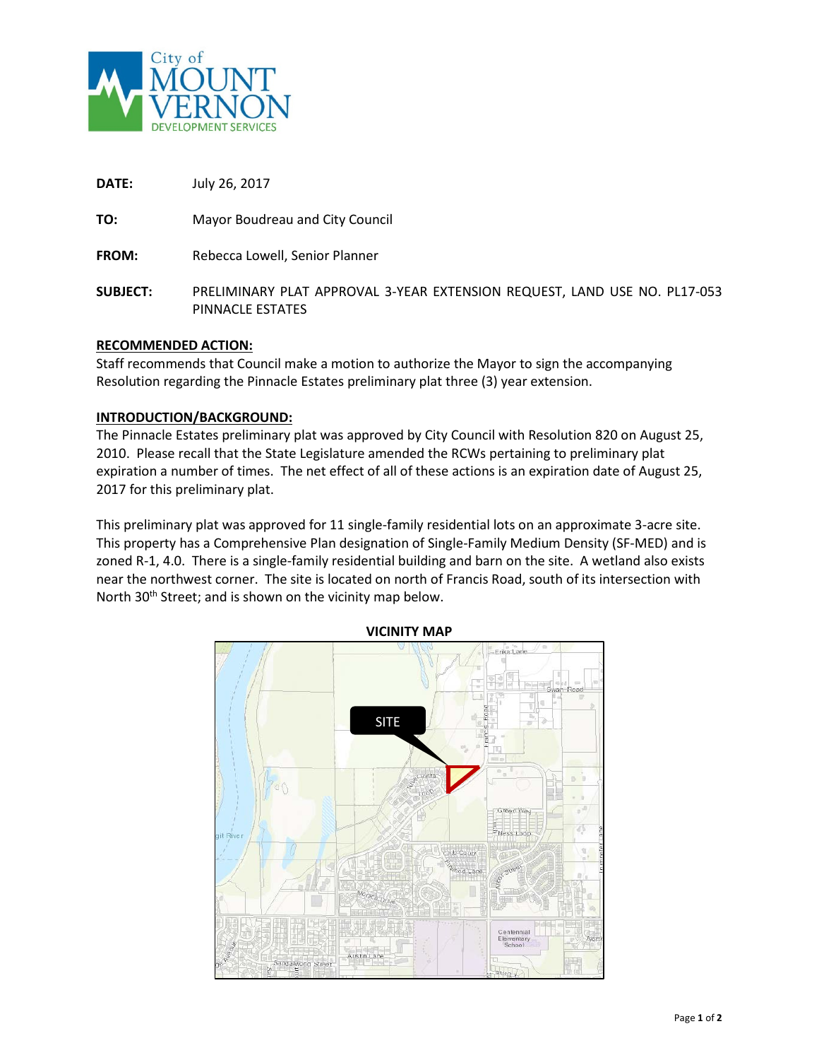City of MOUNT VERNON DEVELOPMENT SERVICES

**DATE:** July 26, 2017

**TO:** Mayor Boudreau and City Council

**FROM:** Rebecca Lowell, Senior Planner

**SUBJECT:** PRELIMINARY PLAT APPROVAL 3-YEAR EXTENSION REQUEST, LAND USE NO. PL17-053 PINNACLE ESTATES

**RECOMMENDED ACTION:**

Staff recommends that Council make a motion to authorize the Mayor to sign the accompanying Resolution regarding the Pinnacle Estates preliminary plat three (3) year extension.

**INTRODUCTION/BACKGROUND:**

The Pinnacle Estates preliminary plat was approved by City Council with Resolution 820 on August 25, 2010. Please recall that the State Legislature amended the RCWs pertaining to preliminary plat expiration a number of times. The net effect of all of these actions is an expiration date of August 25, 2017 for this preliminary plat.

This preliminary plat was approved for 11 single-family residential lots on an approximate 3-acre site. This property has a Comprehensive Plan designation of Single-Family Medium Density (SF-MED) and is zoned R-1, 4.0. There is a single-family residential building and barn on the site. A wetland also exists near the northwest corner. The site is located on north of Francis Road, south of its intersection with North 30th Street; and is shown on the vicinity map below.

**VICINITY MAP**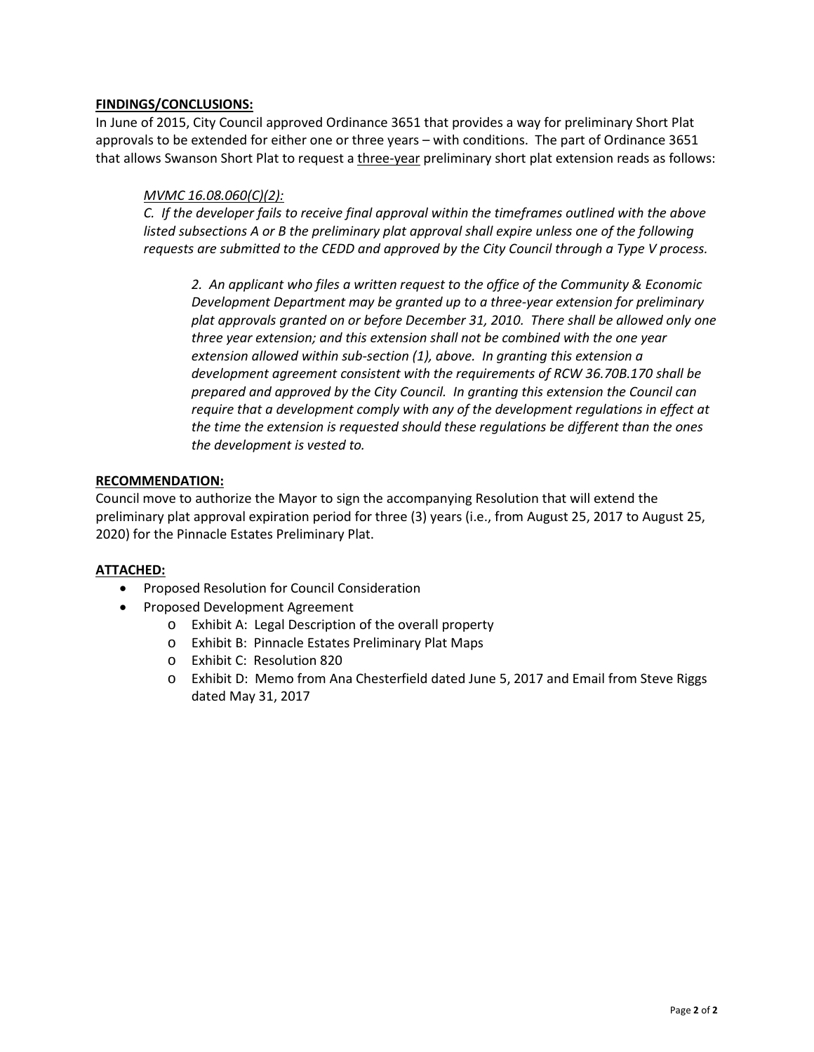**FINDINGS/CONCLUSIONS:**

In June of 2015, City Council approved Ordinance 3651 that provides a way for preliminary Short Plat approvals to be extended for either one or three years – with conditions. The part of Ordinance 3651 that allows Swanson Short Plat to request a three-year preliminary short plat extension reads as follows:

> *MVMC 16.08.060(C)(2):*
>
> *C. If the developer fails to receive final approval within the timeframes outlined with the above listed subsections A or B the preliminary plat approval shall expire unless one of the following requests are submitted to the CEDD and approved by the City Council through a Type V process.*
>
> > *2. An applicant who files a written request to the office of the Community & Economic Development Department may be granted up to a three-year extension for preliminary plat approvals granted on or before December 31, 2010. There shall be allowed only one three year extension; and this extension shall not be combined with the one year extension allowed within sub-section (1), above. In granting this extension a development agreement consistent with the requirements of RCW 36.70B.170 shall be prepared and approved by the City Council. In granting this extension the Council can require that a development comply with any of the development regulations in effect at the time the extension is requested should these regulations be different than the ones the development is vested to.*

**RECOMMENDATION:**

Council move to authorize the Mayor to sign the accompanying Resolution that will extend the preliminary plat approval expiration period for three (3) years (i.e., from August 25, 2017 to August 25, 2020) for the Pinnacle Estates Preliminary Plat.

**ATTACHED:**

- Proposed Resolution for Council Consideration
- Proposed Development Agreement
  - Exhibit A: Legal Description of the overall property
  - Exhibit B: Pinnacle Estates Preliminary Plat Maps
  - Exhibit C: Resolution 820
  - Exhibit D: Memo from Ana Chesterfield dated June 5, 2017 and Email from Steve Riggs dated May 31, 2017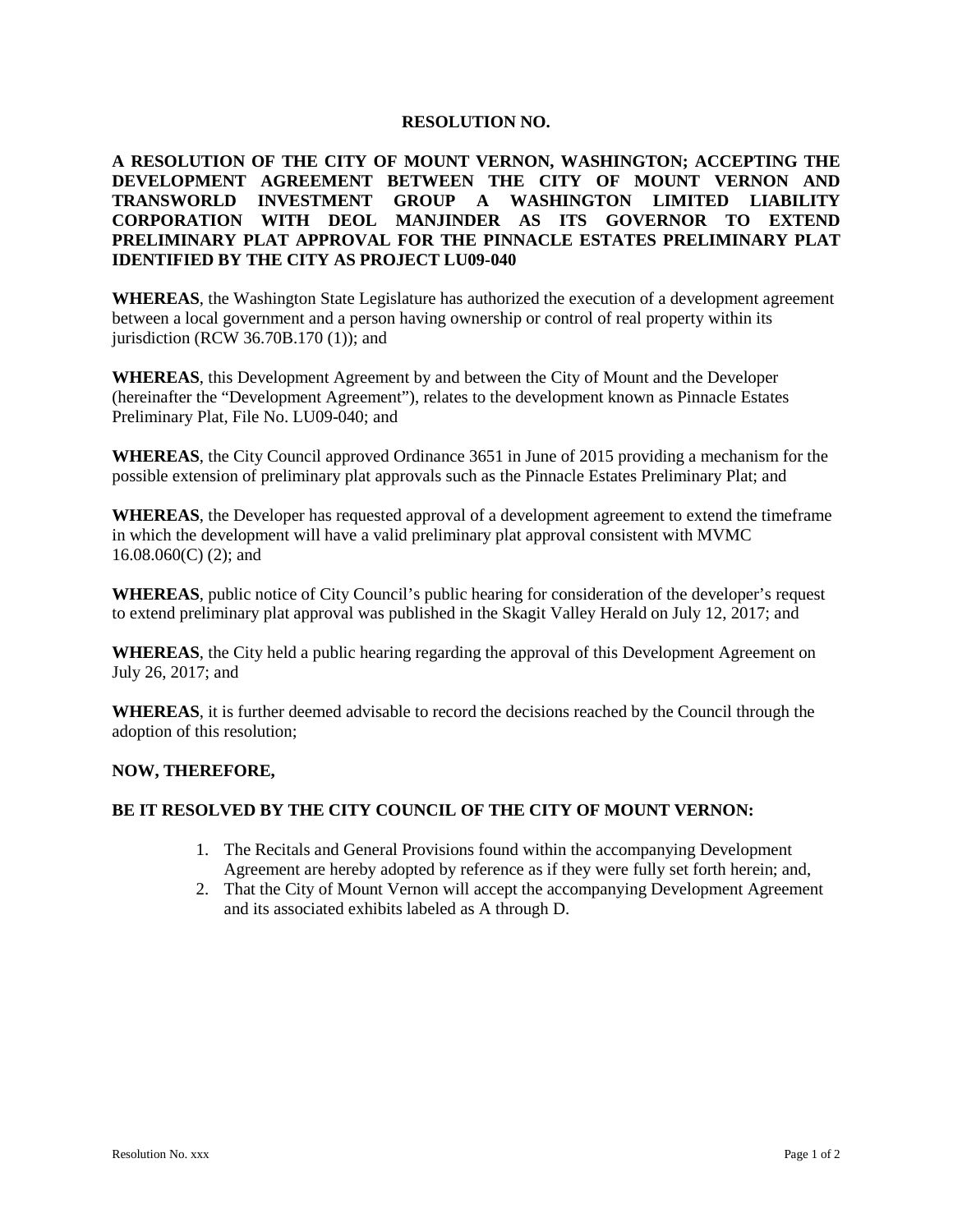**RESOLUTION NO.**

**A RESOLUTION OF THE CITY OF MOUNT VERNON, WASHINGTON; ACCEPTING THE DEVELOPMENT AGREEMENT BETWEEN THE CITY OF MOUNT VERNON AND TRANSWORLD INVESTMENT GROUP A WASHINGTON LIMITED LIABILITY CORPORATION WITH DEOL MANJINDER AS ITS GOVERNOR TO EXTEND PRELIMINARY PLAT APPROVAL FOR THE PINNACLE ESTATES PRELIMINARY PLAT IDENTIFIED BY THE CITY AS PROJECT LU09-040**

**WHEREAS**, the Washington State Legislature has authorized the execution of a development agreement between a local government and a person having ownership or control of real property within its jurisdiction (RCW 36.70B.170 (1)); and

**WHEREAS**, this Development Agreement by and between the City of Mount and the Developer (hereinafter the "Development Agreement"), relates to the development known as Pinnacle Estates Preliminary Plat, File No. LU09-040; and

**WHEREAS**, the City Council approved Ordinance 3651 in June of 2015 providing a mechanism for the possible extension of preliminary plat approvals such as the Pinnacle Estates Preliminary Plat; and

**WHEREAS**, the Developer has requested approval of a development agreement to extend the timeframe in which the development will have a valid preliminary plat approval consistent with MVMC 16.08.060(C) (2); and

**WHEREAS**, public notice of City Council's public hearing for consideration of the developer's request to extend preliminary plat approval was published in the Skagit Valley Herald on July 12, 2017; and

**WHEREAS**, the City held a public hearing regarding the approval of this Development Agreement on July 26, 2017; and

**WHEREAS**, it is further deemed advisable to record the decisions reached by the Council through the adoption of this resolution;

**NOW, THEREFORE,**

**BE IT RESOLVED BY THE CITY COUNCIL OF THE CITY OF MOUNT VERNON:**

1. The Recitals and General Provisions found within the accompanying Development Agreement are hereby adopted by reference as if they were fully set forth herein; and,
2. That the City of Mount Vernon will accept the accompanying Development Agreement and its associated exhibits labeled as A through D.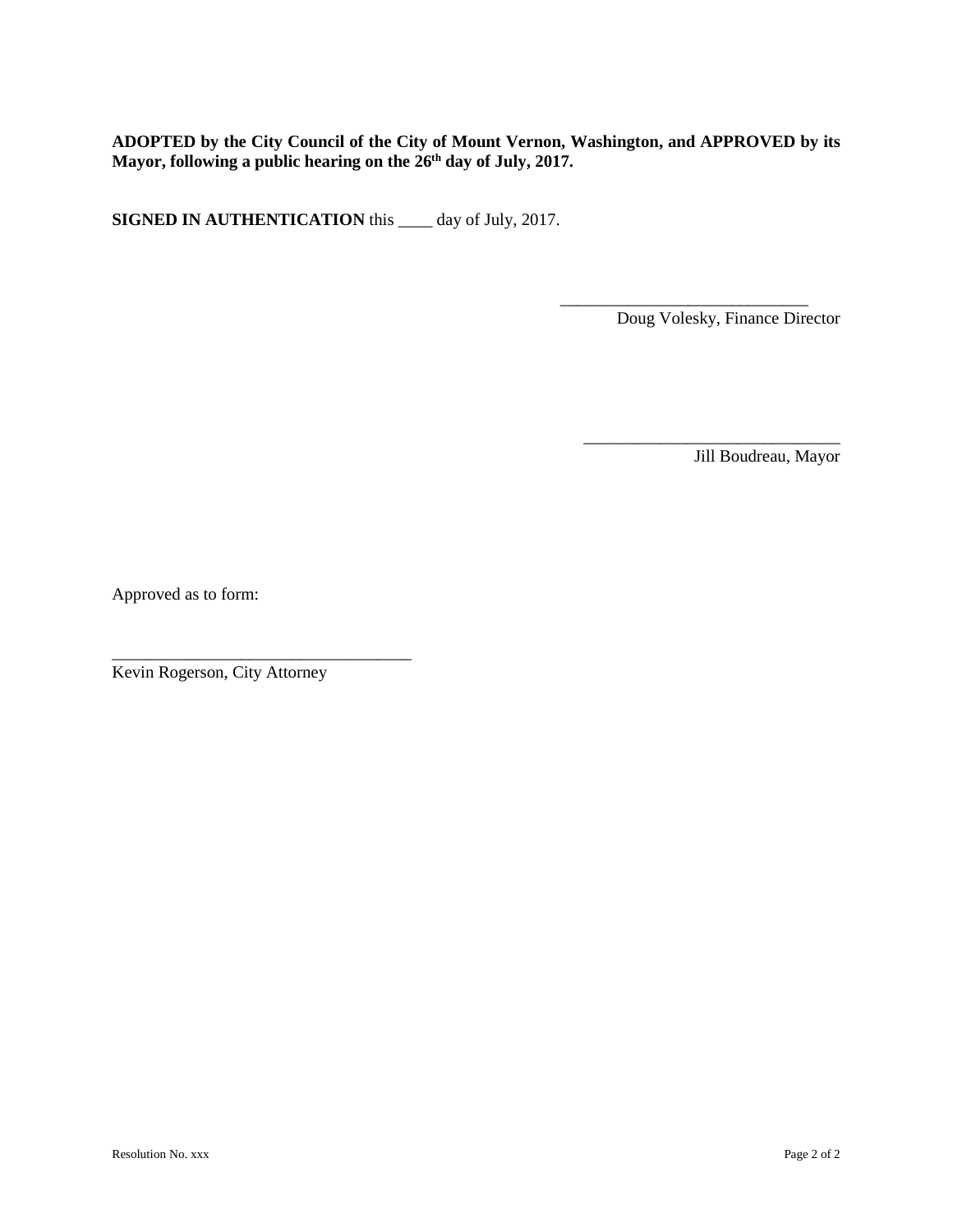**ADOPTED by the City Council of the City of Mount Vernon, Washington, and APPROVED by its Mayor, following a public hearing on the 26th day of July, 2017.**

**SIGNED IN AUTHENTICATION** this ____ day of July, 2017.

_____________________________
Doug Volesky, Finance Director

_____________________________
Jill Boudreau, Mayor

Approved as to form:

_____________________________
Kevin Rogerson, City Attorney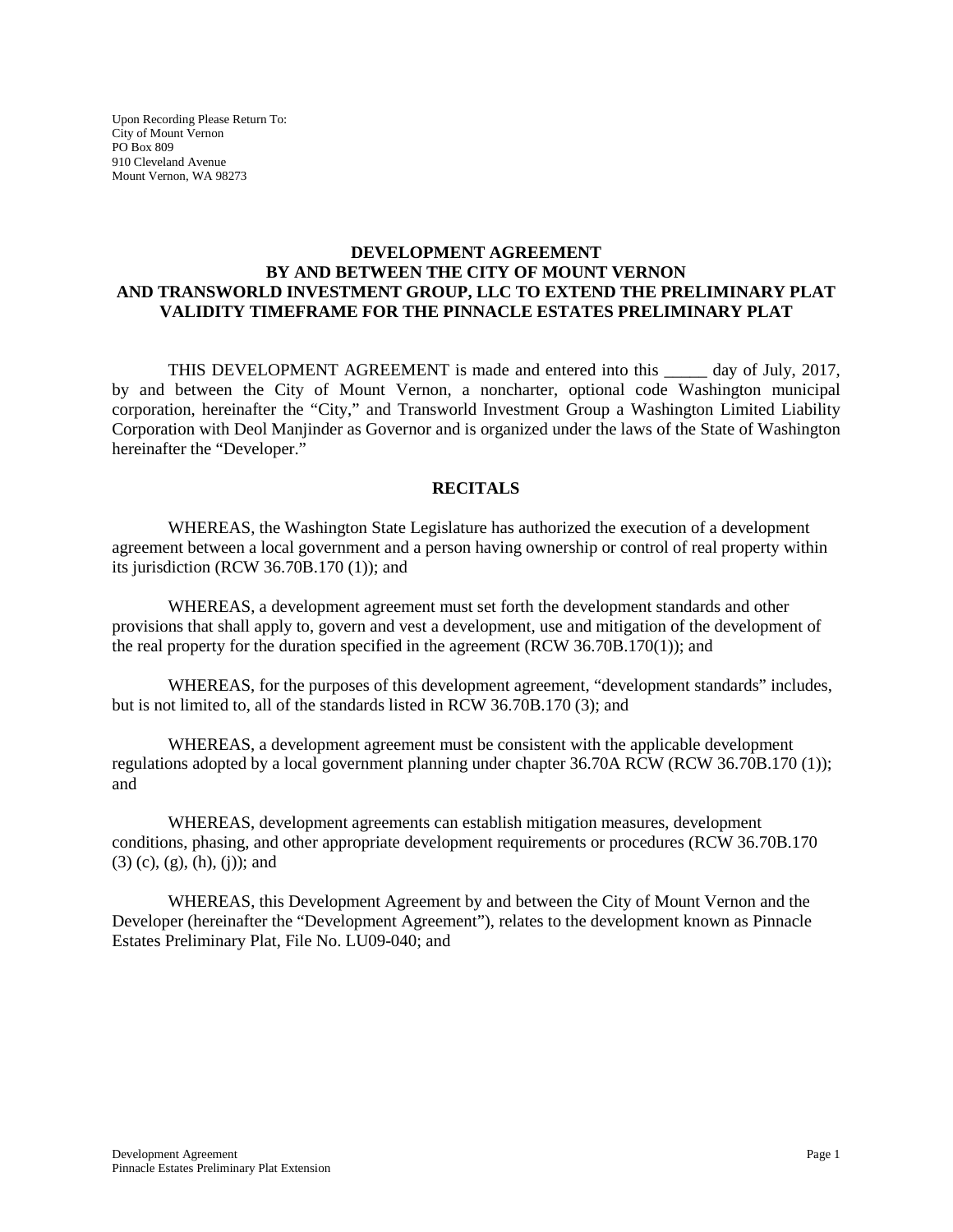Upon Recording Please Return To:
City of Mount Vernon
PO Box 809
910 Cleveland Avenue
Mount Vernon, WA 98273

# DEVELOPMENT AGREEMENT BY AND BETWEEN THE CITY OF MOUNT VERNON AND TRANSWORLD INVESTMENT GROUP, LLC TO EXTEND THE PRELIMINARY PLAT VALIDITY TIMEFRAME FOR THE PINNACLE ESTATES PRELIMINARY PLAT

THIS DEVELOPMENT AGREEMENT is made and entered into this _____ day of July, 2017, by and between the City of Mount Vernon, a noncharter, optional code Washington municipal corporation, hereinafter the "City," and Transworld Investment Group a Washington Limited Liability Corporation with Deol Manjinder as Governor and is organized under the laws of the State of Washington hereinafter the "Developer."

## RECITALS

WHEREAS, the Washington State Legislature has authorized the execution of a development agreement between a local government and a person having ownership or control of real property within its jurisdiction (RCW 36.70B.170 (1)); and

WHEREAS, a development agreement must set forth the development standards and other provisions that shall apply to, govern and vest a development, use and mitigation of the development of the real property for the duration specified in the agreement (RCW 36.70B.170(1)); and

WHEREAS, for the purposes of this development agreement, "development standards" includes, but is not limited to, all of the standards listed in RCW 36.70B.170 (3); and

WHEREAS, a development agreement must be consistent with the applicable development regulations adopted by a local government planning under chapter 36.70A RCW (RCW 36.70B.170 (1)); and

WHEREAS, development agreements can establish mitigation measures, development conditions, phasing, and other appropriate development requirements or procedures (RCW 36.70B.170 (3) (c), (g), (h), (j)); and

WHEREAS, this Development Agreement by and between the City of Mount Vernon and the Developer (hereinafter the "Development Agreement"), relates to the development known as Pinnacle Estates Preliminary Plat, File No. LU09-040; and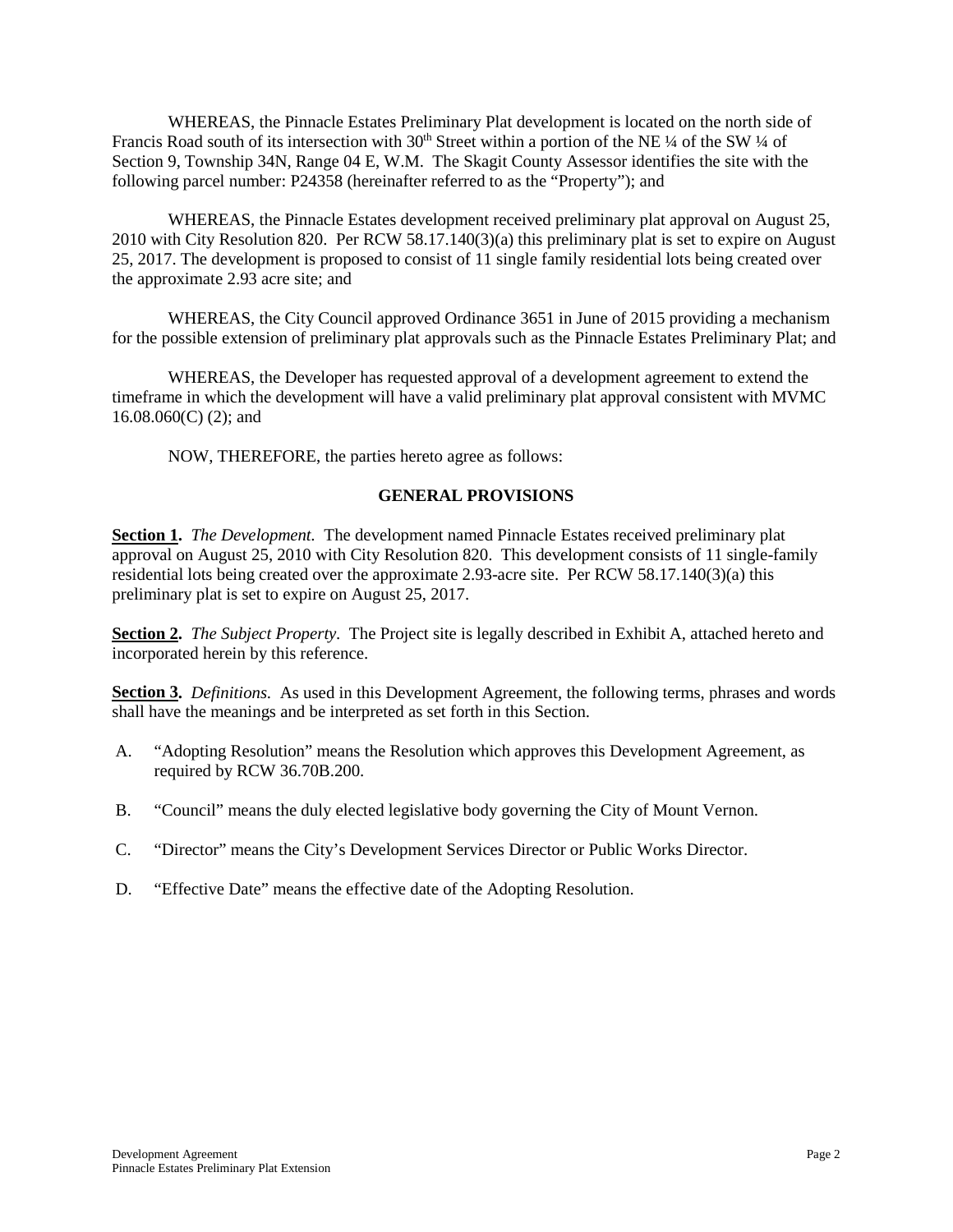WHEREAS, the Pinnacle Estates Preliminary Plat development is located on the north side of Francis Road south of its intersection with 30th Street within a portion of the NE ¼ of the SW ¼ of Section 9, Township 34N, Range 04 E, W.M. The Skagit County Assessor identifies the site with the following parcel number: P24358 (hereinafter referred to as the "Property"); and

WHEREAS, the Pinnacle Estates development received preliminary plat approval on August 25, 2010 with City Resolution 820. Per RCW 58.17.140(3)(a) this preliminary plat is set to expire on August 25, 2017. The development is proposed to consist of 11 single family residential lots being created over the approximate 2.93 acre site; and

WHEREAS, the City Council approved Ordinance 3651 in June of 2015 providing a mechanism for the possible extension of preliminary plat approvals such as the Pinnacle Estates Preliminary Plat; and

WHEREAS, the Developer has requested approval of a development agreement to extend the timeframe in which the development will have a valid preliminary plat approval consistent with MVMC 16.08.060(C) (2); and

NOW, THEREFORE, the parties hereto agree as follows:

## GENERAL PROVISIONS

**Section 1.** *The Development.* The development named Pinnacle Estates received preliminary plat approval on August 25, 2010 with City Resolution 820. This development consists of 11 single-family residential lots being created over the approximate 2.93-acre site. Per RCW 58.17.140(3)(a) this preliminary plat is set to expire on August 25, 2017.

**Section 2.** *The Subject Property.* The Project site is legally described in Exhibit A, attached hereto and incorporated herein by this reference.

**Section 3.** *Definitions.* As used in this Development Agreement, the following terms, phrases and words shall have the meanings and be interpreted as set forth in this Section.

A. "Adopting Resolution" means the Resolution which approves this Development Agreement, as required by RCW 36.70B.200.

B. "Council" means the duly elected legislative body governing the City of Mount Vernon.

C. "Director" means the City's Development Services Director or Public Works Director.

D. "Effective Date" means the effective date of the Adopting Resolution.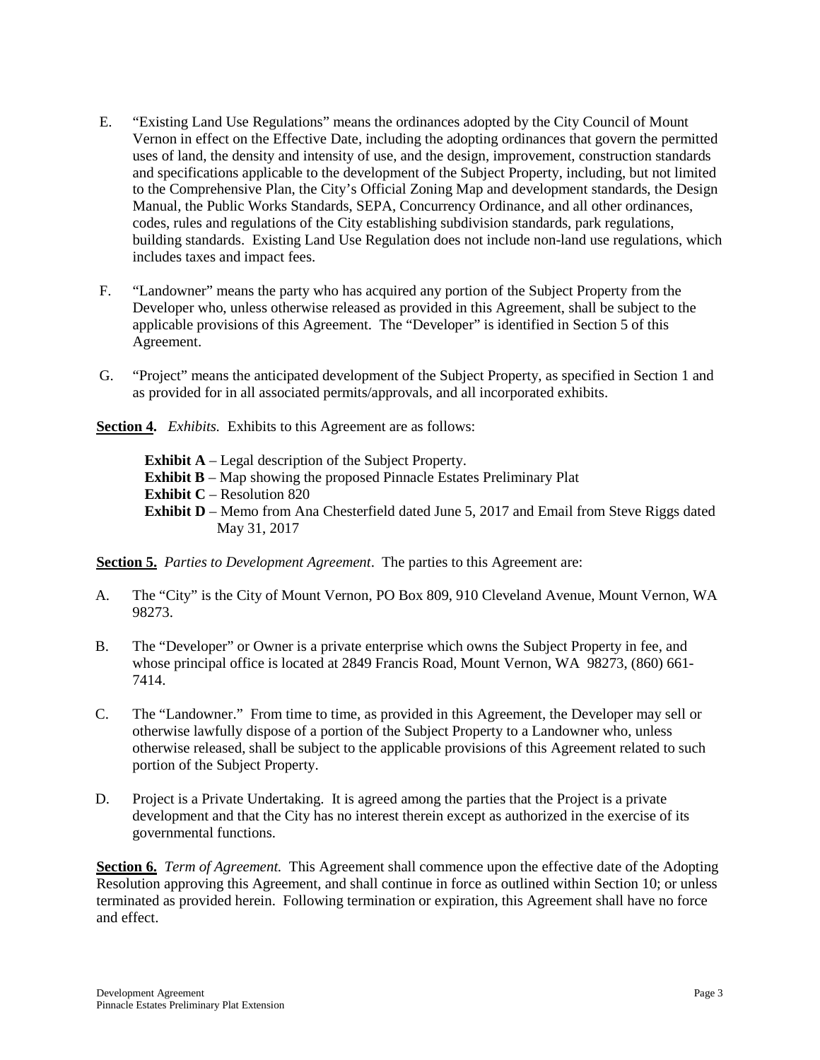E. "Existing Land Use Regulations" means the ordinances adopted by the City Council of Mount Vernon in effect on the Effective Date, including the adopting ordinances that govern the permitted uses of land, the density and intensity of use, and the design, improvement, construction standards and specifications applicable to the development of the Subject Property, including, but not limited to the Comprehensive Plan, the City's Official Zoning Map and development standards, the Design Manual, the Public Works Standards, SEPA, Concurrency Ordinance, and all other ordinances, codes, rules and regulations of the City establishing subdivision standards, park regulations, building standards. Existing Land Use Regulation does not include non-land use regulations, which includes taxes and impact fees.

F. "Landowner" means the party who has acquired any portion of the Subject Property from the Developer who, unless otherwise released as provided in this Agreement, shall be subject to the applicable provisions of this Agreement. The "Developer" is identified in Section 5 of this Agreement.

G. "Project" means the anticipated development of the Subject Property, as specified in Section 1 and as provided for in all associated permits/approvals, and all incorporated exhibits.

**Section 4.** *Exhibits.* Exhibits to this Agreement are as follows:

**Exhibit A** – Legal description of the Subject Property.
**Exhibit B** – Map showing the proposed Pinnacle Estates Preliminary Plat
**Exhibit C** – Resolution 820
**Exhibit D** – Memo from Ana Chesterfield dated June 5, 2017 and Email from Steve Riggs dated May 31, 2017

**Section 5.** *Parties to Development Agreement*. The parties to this Agreement are:

A. The "City" is the City of Mount Vernon, PO Box 809, 910 Cleveland Avenue, Mount Vernon, WA 98273.

B. The "Developer" or Owner is a private enterprise which owns the Subject Property in fee, and whose principal office is located at 2849 Francis Road, Mount Vernon, WA 98273, (860) 661-7414.

C. The "Landowner." From time to time, as provided in this Agreement, the Developer may sell or otherwise lawfully dispose of a portion of the Subject Property to a Landowner who, unless otherwise released, shall be subject to the applicable provisions of this Agreement related to such portion of the Subject Property.

D. Project is a Private Undertaking. It is agreed among the parties that the Project is a private development and that the City has no interest therein except as authorized in the exercise of its governmental functions.

**Section 6.** *Term of Agreement.* This Agreement shall commence upon the effective date of the Adopting Resolution approving this Agreement, and shall continue in force as outlined within Section 10; or unless terminated as provided herein. Following termination or expiration, this Agreement shall have no force and effect.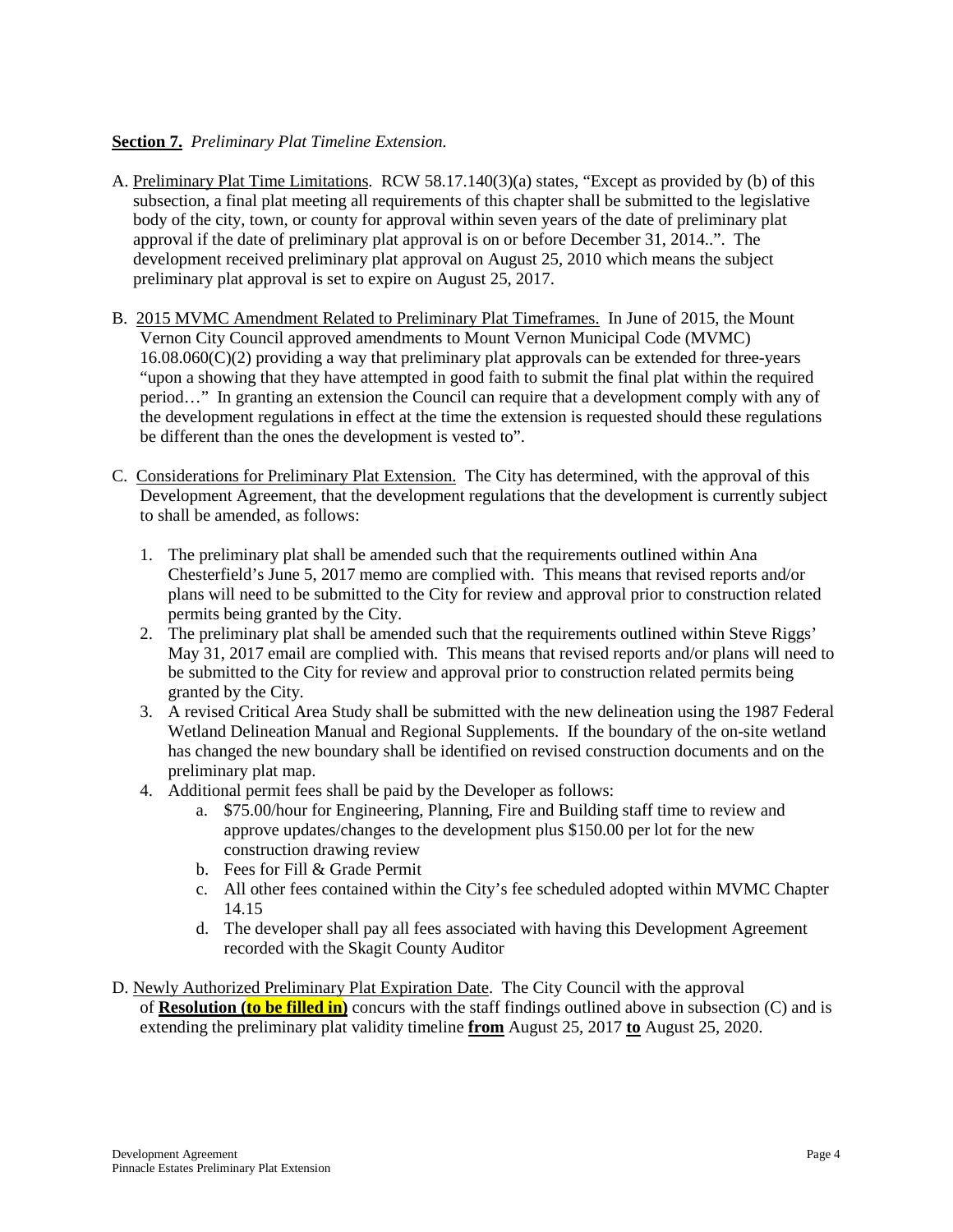**Section 7.** *Preliminary Plat Timeline Extension.*

A. Preliminary Plat Time Limitations. RCW 58.17.140(3)(a) states, "Except as provided by (b) of this subsection, a final plat meeting all requirements of this chapter shall be submitted to the legislative body of the city, town, or county for approval within seven years of the date of preliminary plat approval if the date of preliminary plat approval is on or before December 31, 2014..". The development received preliminary plat approval on August 25, 2010 which means the subject preliminary plat approval is set to expire on August 25, 2017.

B. 2015 MVMC Amendment Related to Preliminary Plat Timeframes. In June of 2015, the Mount Vernon City Council approved amendments to Mount Vernon Municipal Code (MVMC) 16.08.060(C)(2) providing a way that preliminary plat approvals can be extended for three-years "upon a showing that they have attempted in good faith to submit the final plat within the required period…" In granting an extension the Council can require that a development comply with any of the development regulations in effect at the time the extension is requested should these regulations be different than the ones the development is vested to".

C. Considerations for Preliminary Plat Extension. The City has determined, with the approval of this Development Agreement, that the development regulations that the development is currently subject to shall be amended, as follows:

   1. The preliminary plat shall be amended such that the requirements outlined within Ana Chesterfield's June 5, 2017 memo are complied with. This means that revised reports and/or plans will need to be submitted to the City for review and approval prior to construction related permits being granted by the City.
   2. The preliminary plat shall be amended such that the requirements outlined within Steve Riggs' May 31, 2017 email are complied with. This means that revised reports and/or plans will need to be submitted to the City for review and approval prior to construction related permits being granted by the City.
   3. A revised Critical Area Study shall be submitted with the new delineation using the 1987 Federal Wetland Delineation Manual and Regional Supplements. If the boundary of the on-site wetland has changed the new boundary shall be identified on revised construction documents and on the preliminary plat map.
   4. Additional permit fees shall be paid by the Developer as follows:
      a. $75.00/hour for Engineering, Planning, Fire and Building staff time to review and approve updates/changes to the development plus $150.00 per lot for the new construction drawing review
      b. Fees for Fill & Grade Permit
      c. All other fees contained within the City's fee scheduled adopted within MVMC Chapter 14.15
      d. The developer shall pay all fees associated with having this Development Agreement recorded with the Skagit County Auditor

D. Newly Authorized Preliminary Plat Expiration Date. The City Council with the approval of **Resolution (to be filled in)** concurs with the staff findings outlined above in subsection (C) and is extending the preliminary plat validity timeline **from** August 25, 2017 **to** August 25, 2020.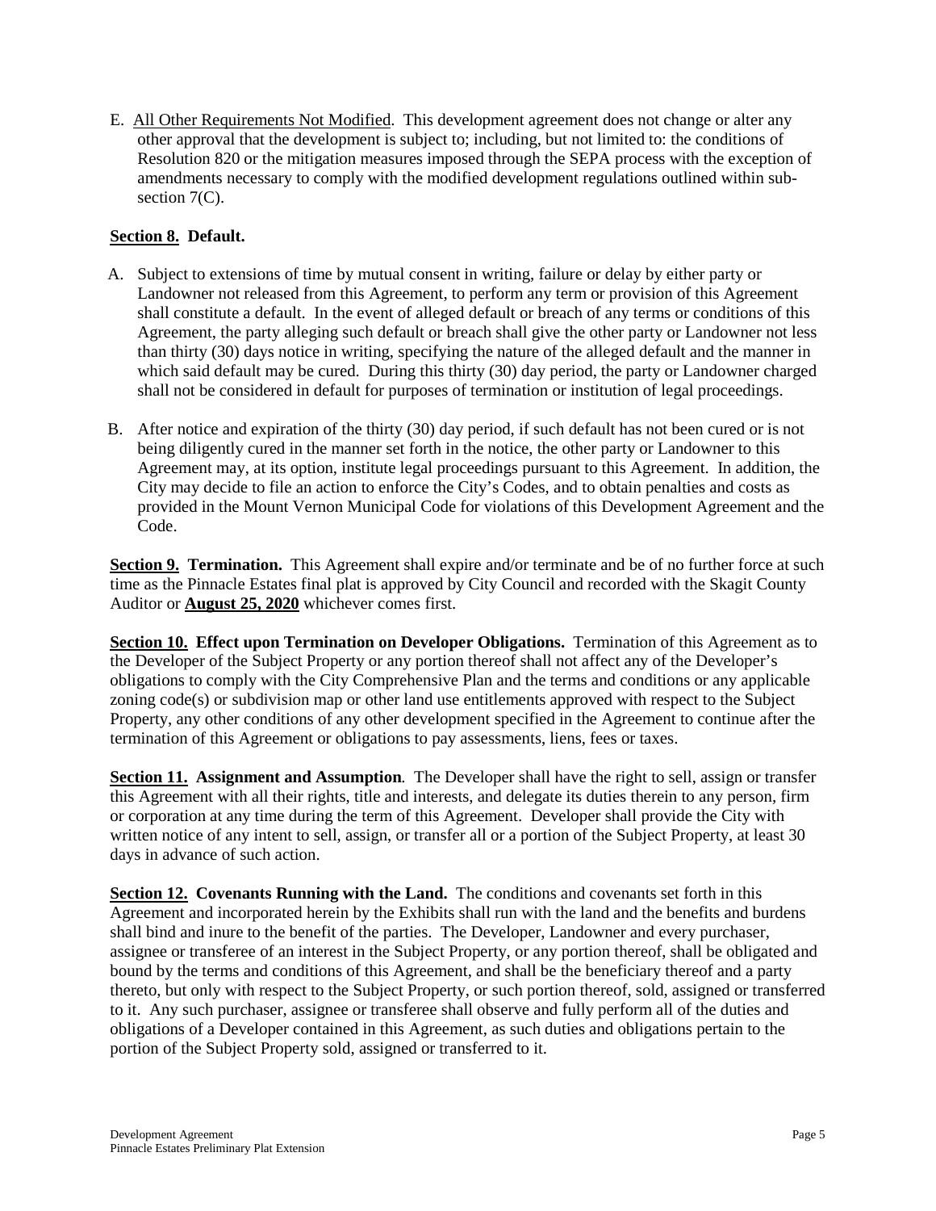E. <u>All Other Requirements Not Modified</u>. This development agreement does not change or alter any other approval that the development is subject to; including, but not limited to: the conditions of Resolution 820 or the mitigation measures imposed through the SEPA process with the exception of amendments necessary to comply with the modified development regulations outlined within sub-section 7(C).

**<u>Section 8.</u> Default.**

A. Subject to extensions of time by mutual consent in writing, failure or delay by either party or Landowner not released from this Agreement, to perform any term or provision of this Agreement shall constitute a default. In the event of alleged default or breach of any terms or conditions of this Agreement, the party alleging such default or breach shall give the other party or Landowner not less than thirty (30) days notice in writing, specifying the nature of the alleged default and the manner in which said default may be cured. During this thirty (30) day period, the party or Landowner charged shall not be considered in default for purposes of termination or institution of legal proceedings.

B. After notice and expiration of the thirty (30) day period, if such default has not been cured or is not being diligently cured in the manner set forth in the notice, the other party or Landowner to this Agreement may, at its option, institute legal proceedings pursuant to this Agreement. In addition, the City may decide to file an action to enforce the City's Codes, and to obtain penalties and costs as provided in the Mount Vernon Municipal Code for violations of this Development Agreement and the Code.

**<u>Section 9.</u> Termination.** This Agreement shall expire and/or terminate and be of no further force at such time as the Pinnacle Estates final plat is approved by City Council and recorded with the Skagit County Auditor or **<u>August 25, 2020</u>** whichever comes first.

**<u>Section 10.</u> Effect upon Termination on Developer Obligations.** Termination of this Agreement as to the Developer of the Subject Property or any portion thereof shall not affect any of the Developer's obligations to comply with the City Comprehensive Plan and the terms and conditions or any applicable zoning code(s) or subdivision map or other land use entitlements approved with respect to the Subject Property, any other conditions of any other development specified in the Agreement to continue after the termination of this Agreement or obligations to pay assessments, liens, fees or taxes.

**<u>Section 11.</u> Assignment and Assumption***.* The Developer shall have the right to sell, assign or transfer this Agreement with all their rights, title and interests, and delegate its duties therein to any person, firm or corporation at any time during the term of this Agreement. Developer shall provide the City with written notice of any intent to sell, assign, or transfer all or a portion of the Subject Property, at least 30 days in advance of such action.

**<u>Section 12.</u> Covenants Running with the Land.** The conditions and covenants set forth in this Agreement and incorporated herein by the Exhibits shall run with the land and the benefits and burdens shall bind and inure to the benefit of the parties. The Developer, Landowner and every purchaser, assignee or transferee of an interest in the Subject Property, or any portion thereof, shall be obligated and bound by the terms and conditions of this Agreement, and shall be the beneficiary thereof and a party thereto, but only with respect to the Subject Property, or such portion thereof, sold, assigned or transferred to it. Any such purchaser, assignee or transferee shall observe and fully perform all of the duties and obligations of a Developer contained in this Agreement, as such duties and obligations pertain to the portion of the Subject Property sold, assigned or transferred to it.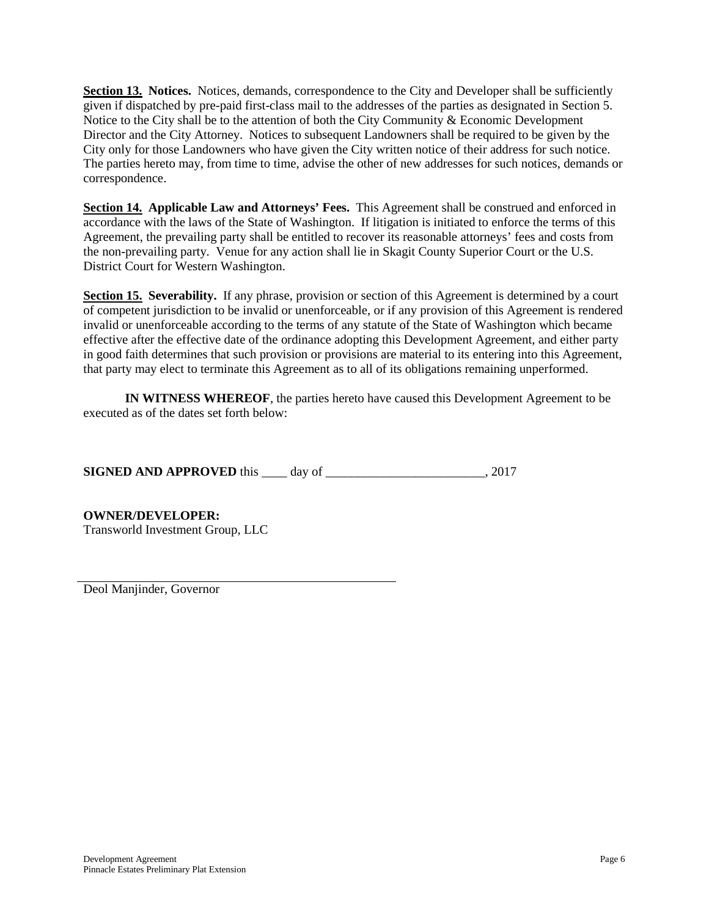**Section 13. Notices.** Notices, demands, correspondence to the City and Developer shall be sufficiently given if dispatched by pre-paid first-class mail to the addresses of the parties as designated in Section 5. Notice to the City shall be to the attention of both the City Community & Economic Development Director and the City Attorney. Notices to subsequent Landowners shall be required to be given by the City only for those Landowners who have given the City written notice of their address for such notice. The parties hereto may, from time to time, advise the other of new addresses for such notices, demands or correspondence.

**Section 14. Applicable Law and Attorneys' Fees.** This Agreement shall be construed and enforced in accordance with the laws of the State of Washington. If litigation is initiated to enforce the terms of this Agreement, the prevailing party shall be entitled to recover its reasonable attorneys' fees and costs from the non-prevailing party. Venue for any action shall lie in Skagit County Superior Court or the U.S. District Court for Western Washington.

**Section 15. Severability.** If any phrase, provision or section of this Agreement is determined by a court of competent jurisdiction to be invalid or unenforceable, or if any provision of this Agreement is rendered invalid or unenforceable according to the terms of any statute of the State of Washington which became effective after the effective date of the ordinance adopting this Development Agreement, and either party in good faith determines that such provision or provisions are material to its entering into this Agreement, that party may elect to terminate this Agreement as to all of its obligations remaining unperformed.

**IN WITNESS WHEREOF**, the parties hereto have caused this Development Agreement to be executed as of the dates set forth below:

**SIGNED AND APPROVED** this ____ day of _________________________, 2017

**OWNER/DEVELOPER:**
Transworld Investment Group, LLC

_______________________________________________
Deol Manjinder, Governor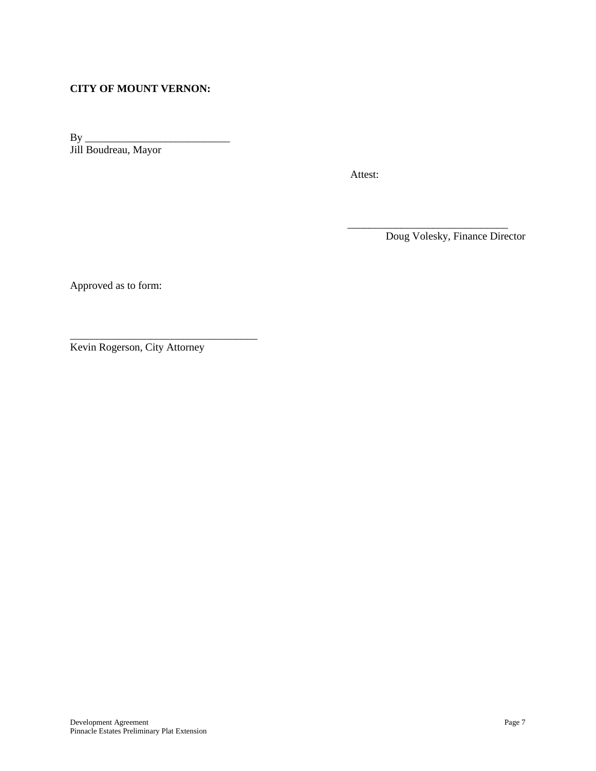**CITY OF MOUNT VERNON:**

By ___________________________
Jill Boudreau, Mayor

Attest:

______________________________
Doug Volesky, Finance Director

Approved as to form:

___________________________________
Kevin Rogerson, City Attorney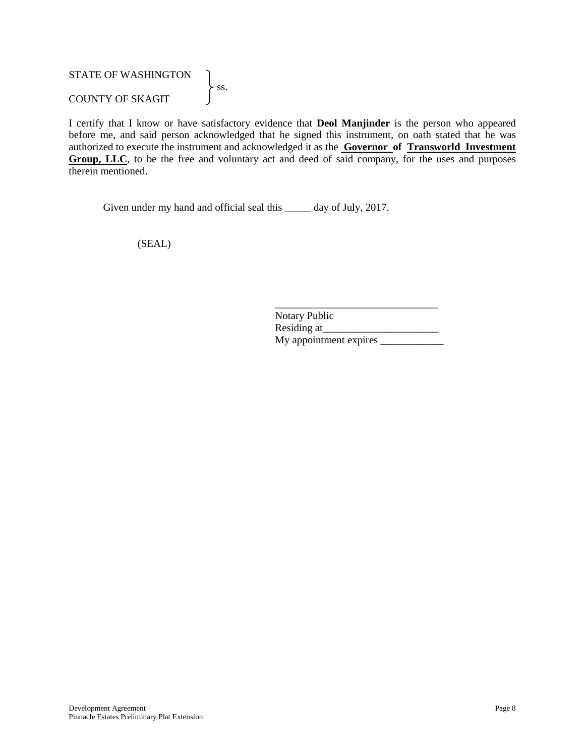STATE OF WASHINGTON )
) ss.
COUNTY OF SKAGIT )

I certify that I know or have satisfactory evidence that **Deol Manjinder** is the person who appeared before me, and said person acknowledged that he signed this instrument, on oath stated that he was authorized to execute the instrument and acknowledged it as the **Governor of Transworld Investment Group, LLC**, to be the free and voluntary act and deed of said company, for the uses and purposes therein mentioned.

Given under my hand and official seal this _____ day of July, 2017.

(SEAL)

_______________________________
Notary Public
Residing at______________________
My appointment expires ____________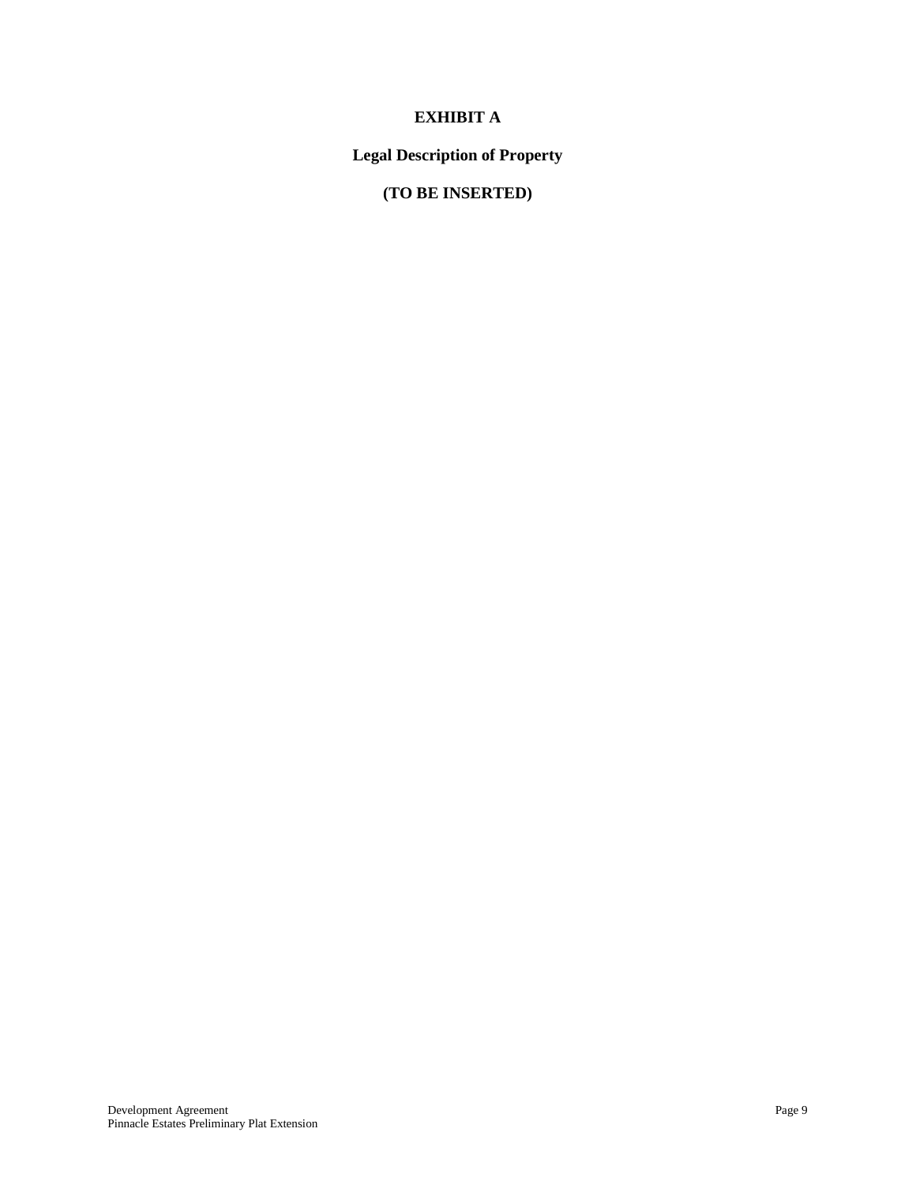# EXHIBIT A

## Legal Description of Property

**(TO BE INSERTED)**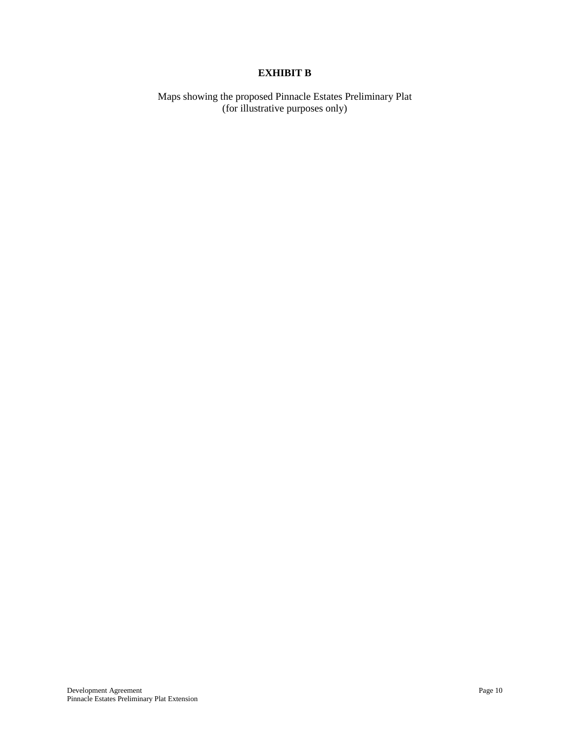# EXHIBIT B

Maps showing the proposed Pinnacle Estates Preliminary Plat
(for illustrative purposes only)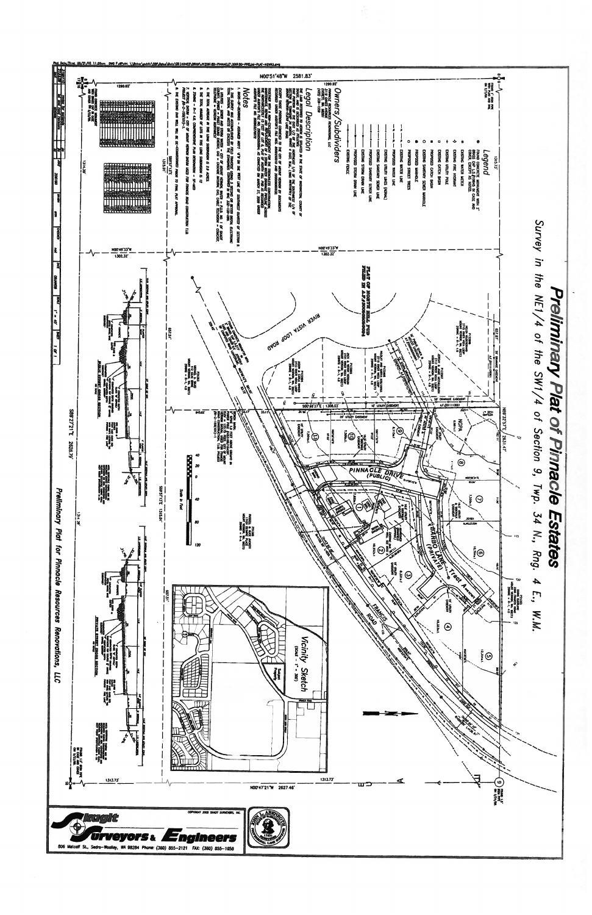# Preliminary Plat of Pinnacle Estates

Survey in the NE1/4 of the SW1/4 of Section 9, Twp. 34 N., Rng. 4 E., W.M.

## Legend

- Found concrete monument with 3" brass cap
- Existing water meter
- Existing fire hydrant
- Existing utility pole
- Existing catch basin
- Proposed catch basin
- Existing sanitary sewer manhole
- Proposed manhole
- Proposed street trees
- Existing water line
- Proposed water line
- Existing utility lines (aerial)
- Existing sanitary sewer line
- Proposed sanitary sewer line
- Existing storm drain line
- Proposed storm drain line
- Existing fence

## Owners/Subdividers

Pinnacle Resources Renovations, LLC

## Legal Description

## Notes

PINNACLE DRIVE (PUBLIC)

BARB LANE (PRIVATE)

Tract A

FRANCIS ROAD

RIVER VISTA LOOP ROAD

PLAT OF NORTH HILL PUD

NGPA

Vicinity Sketch (Scale - 1" = 300')

Scale in Feet: 40 20 0 20 40 80 120

N00°51'48"W 2581.83'

N00°47'21"W 2627.46'

S88°27'21"E 2626.79'

N00°49'33"W 1302.32'

S00°48'27"E 1306.03'

1290.92'

1314.36'

1313.73'

S89°27'13"E 1313.56'

657.51'

657.51'

645.62'

33.17'

Preliminary Plat for Pinnacle Resources Renovations, LLC

Copyright 2005 Skagit Surveyors, Inc.

Skagit Surveyors & Engineers

806 Metcalf St., Sedro-Woolley, WA 98284 Phone: (360) 855-2121 FAX: (360) 855-1658

Scale 1" = 40' Sheet 1 of 1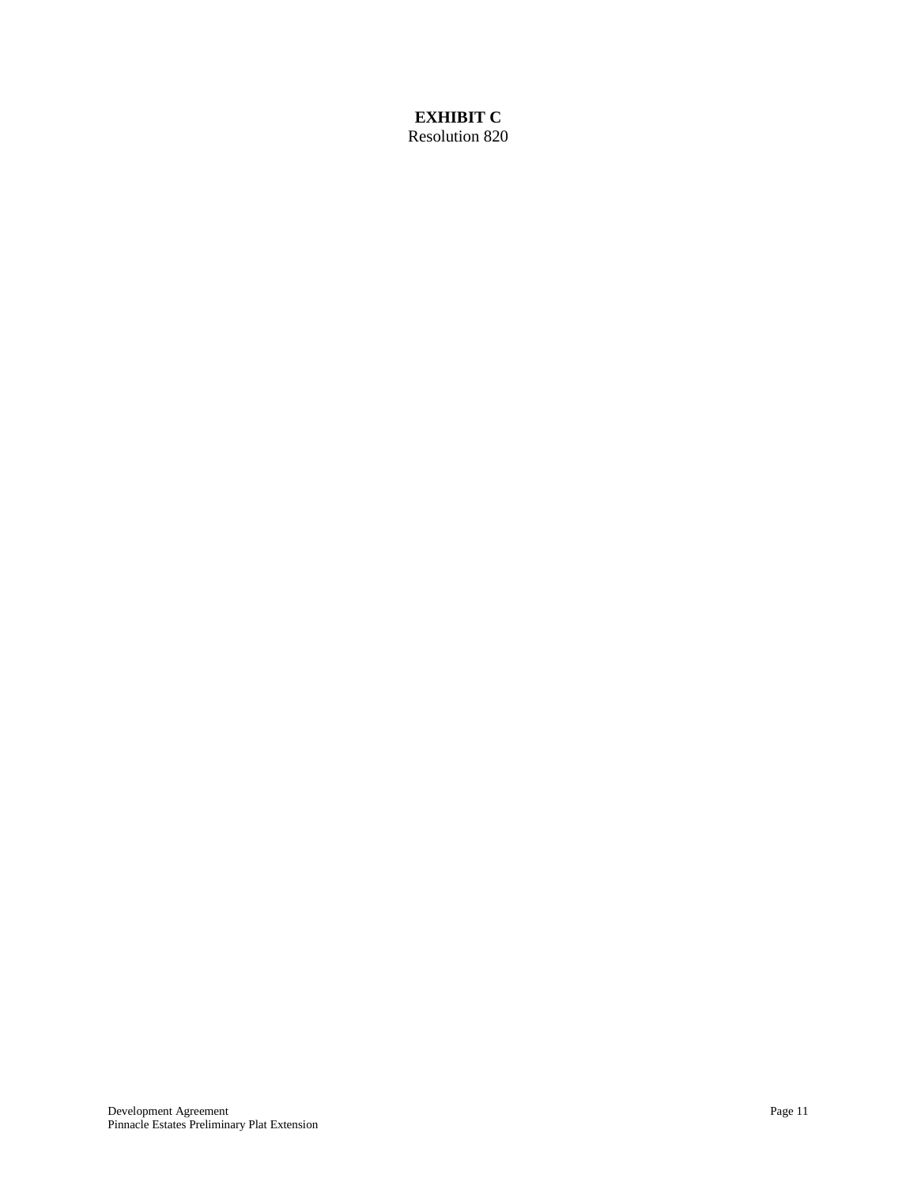**EXHIBIT C**

Resolution 820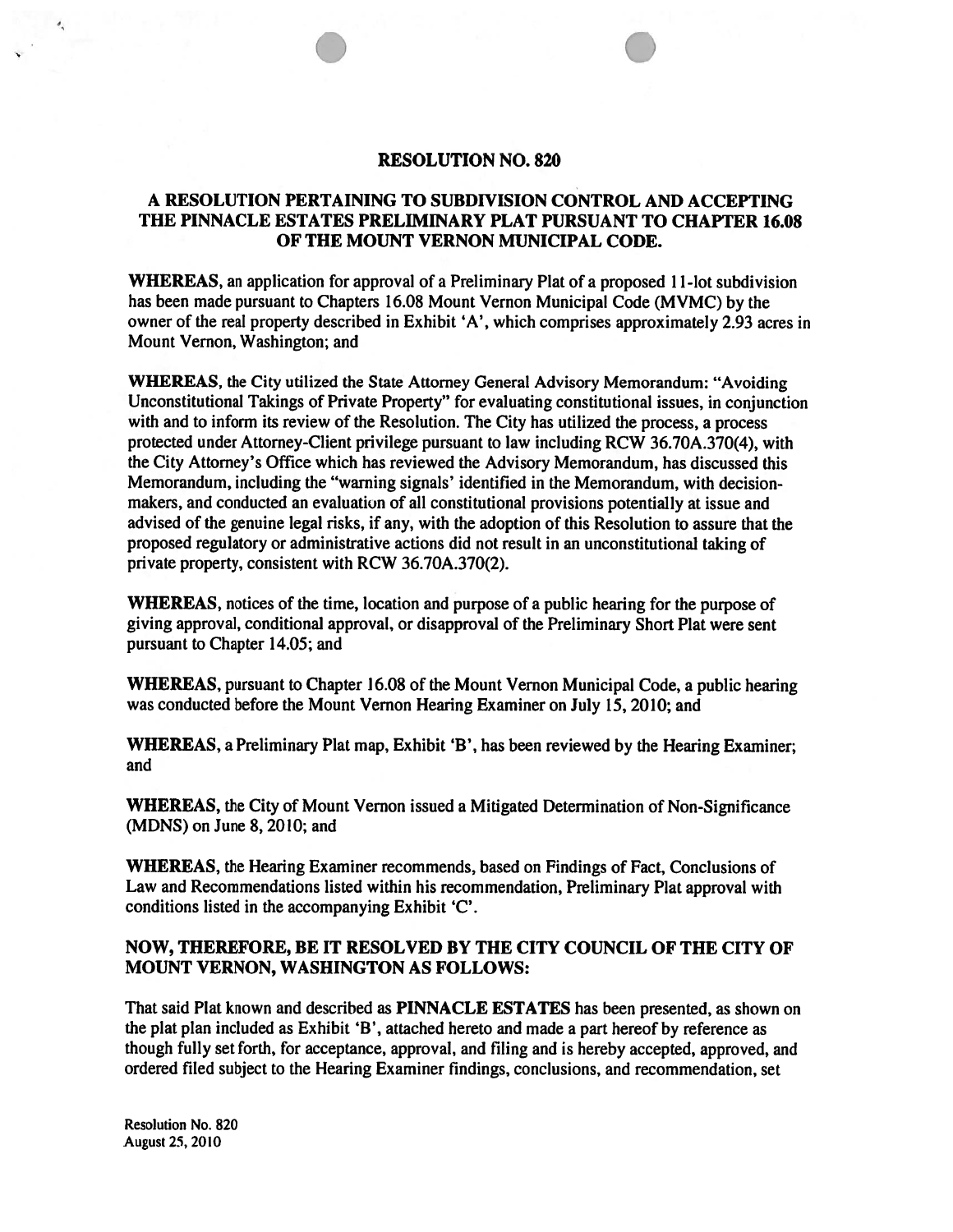# RESOLUTION NO. 820

## A RESOLUTION PERTAINING TO SUBDIVISION CONTROL AND ACCEPTING THE PINNACLE ESTATES PRELIMINARY PLAT PURSUANT TO CHAPTER 16.08 OF THE MOUNT VERNON MUNICIPAL CODE.

**WHEREAS,** an application for approval of a Preliminary Plat of a proposed 11-lot subdivision has been made pursuant to Chapters 16.08 Mount Vernon Municipal Code (MVMC) by the owner of the real property described in Exhibit 'A', which comprises approximately 2.93 acres in Mount Vernon, Washington; and

**WHEREAS,** the City utilized the State Attorney General Advisory Memorandum: "Avoiding Unconstitutional Takings of Private Property" for evaluating constitutional issues, in conjunction with and to inform its review of the Resolution. The City has utilized the process, a process protected under Attorney-Client privilege pursuant to law including RCW 36.70A.370(4), with the City Attorney's Office which has reviewed the Advisory Memorandum, has discussed this Memorandum, including the "warning signals' identified in the Memorandum, with decision-makers, and conducted an evaluation of all constitutional provisions potentially at issue and advised of the genuine legal risks, if any, with the adoption of this Resolution to assure that the proposed regulatory or administrative actions did not result in an unconstitutional taking of private property, consistent with RCW 36.70A.370(2).

**WHEREAS,** notices of the time, location and purpose of a public hearing for the purpose of giving approval, conditional approval, or disapproval of the Preliminary Short Plat were sent pursuant to Chapter 14.05; and

**WHEREAS,** pursuant to Chapter 16.08 of the Mount Vernon Municipal Code, a public hearing was conducted before the Mount Vernon Hearing Examiner on July 15, 2010; and

**WHEREAS,** a Preliminary Plat map, Exhibit 'B', has been reviewed by the Hearing Examiner; and

**WHEREAS,** the City of Mount Vernon issued a Mitigated Determination of Non-Significance (MDNS) on June 8, 2010; and

**WHEREAS,** the Hearing Examiner recommends, based on Findings of Fact, Conclusions of Law and Recommendations listed within his recommendation, Preliminary Plat approval with conditions listed in the accompanying Exhibit 'C'.

**NOW, THEREFORE, BE IT RESOLVED BY THE CITY COUNCIL OF THE CITY OF MOUNT VERNON, WASHINGTON AS FOLLOWS:**

That said Plat known and described as **PINNACLE ESTATES** has been presented, as shown on the plat plan included as Exhibit 'B', attached hereto and made a part hereof by reference as though fully set forth, for acceptance, approval, and filing and is hereby accepted, approved, and ordered filed subject to the Hearing Examiner findings, conclusions, and recommendation, set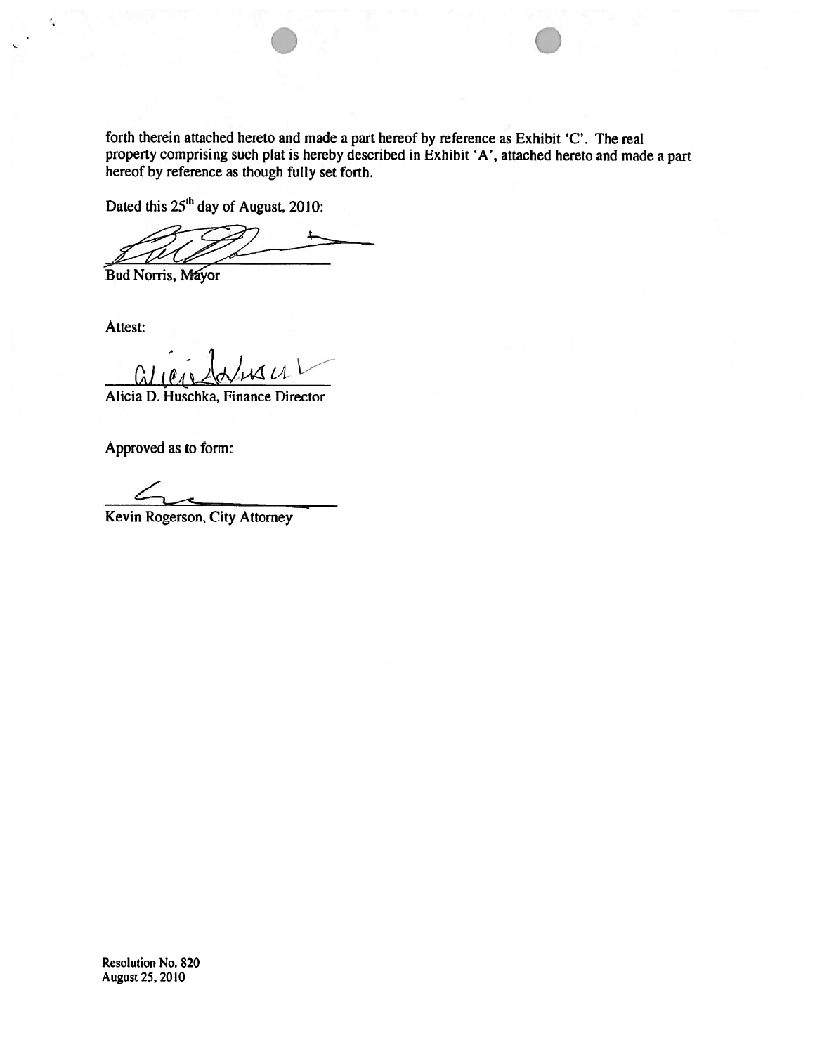forth therein attached hereto and made a part hereof by reference as Exhibit 'C'. The real property comprising such plat is hereby described in Exhibit 'A', attached hereto and made a part hereof by reference as though fully set forth.

Dated this 25th day of August, 2010:

Bud Norris, Mayor

Attest:

Alicia D. Huschka, Finance Director

Approved as to form:

Kevin Rogerson, City Attorney

Resolution No. 820
August 25, 2010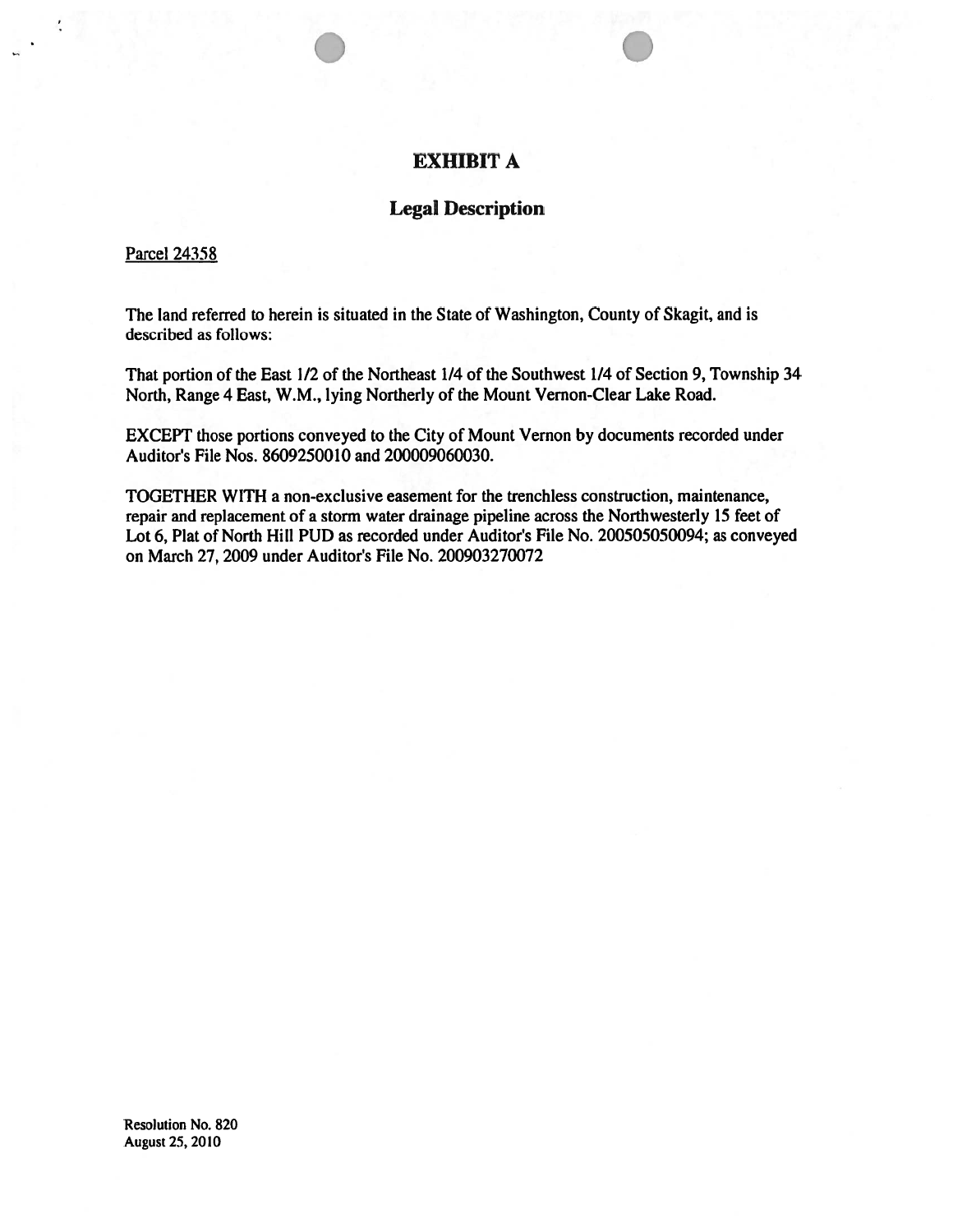# EXHIBIT A

## Legal Description

Parcel 24358

The land referred to herein is situated in the State of Washington, County of Skagit, and is described as follows:

That portion of the East 1/2 of the Northeast 1/4 of the Southwest 1/4 of Section 9, Township 34 North, Range 4 East, W.M., lying Northerly of the Mount Vernon-Clear Lake Road.

EXCEPT those portions conveyed to the City of Mount Vernon by documents recorded under Auditor's File Nos. 8609250010 and 200009060030.

TOGETHER WITH a non-exclusive easement for the trenchless construction, maintenance, repair and replacement of a storm water drainage pipeline across the Northwesterly 15 feet of Lot 6, Plat of North Hill PUD as recorded under Auditor's File No. 200505050094; as conveyed on March 27, 2009 under Auditor's File No. 200903270072

Resolution No. 820
August 25, 2010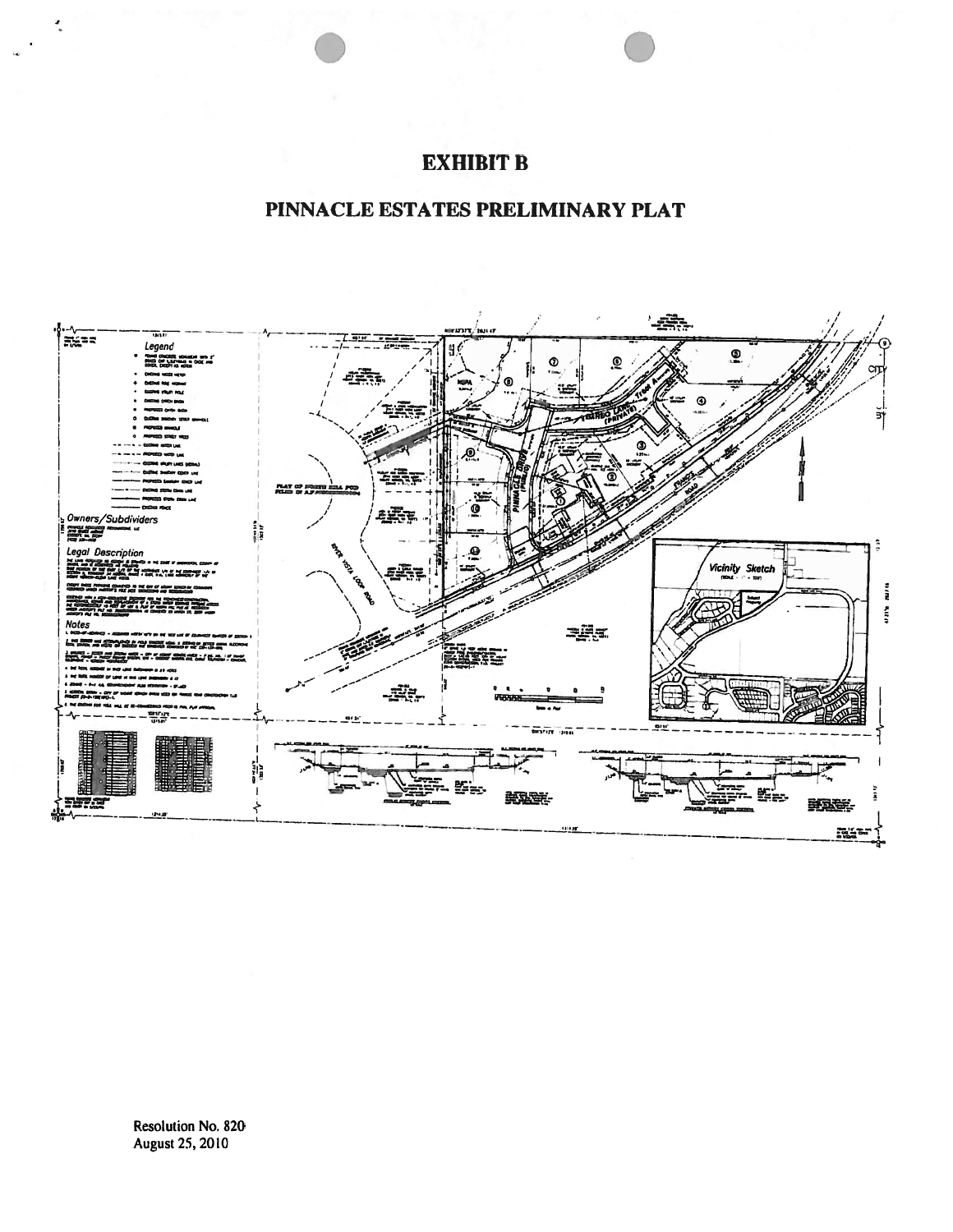# EXHIBIT B

## PINNACLE ESTATES PRELIMINARY PLAT

Resolution No. 820
August 25, 2010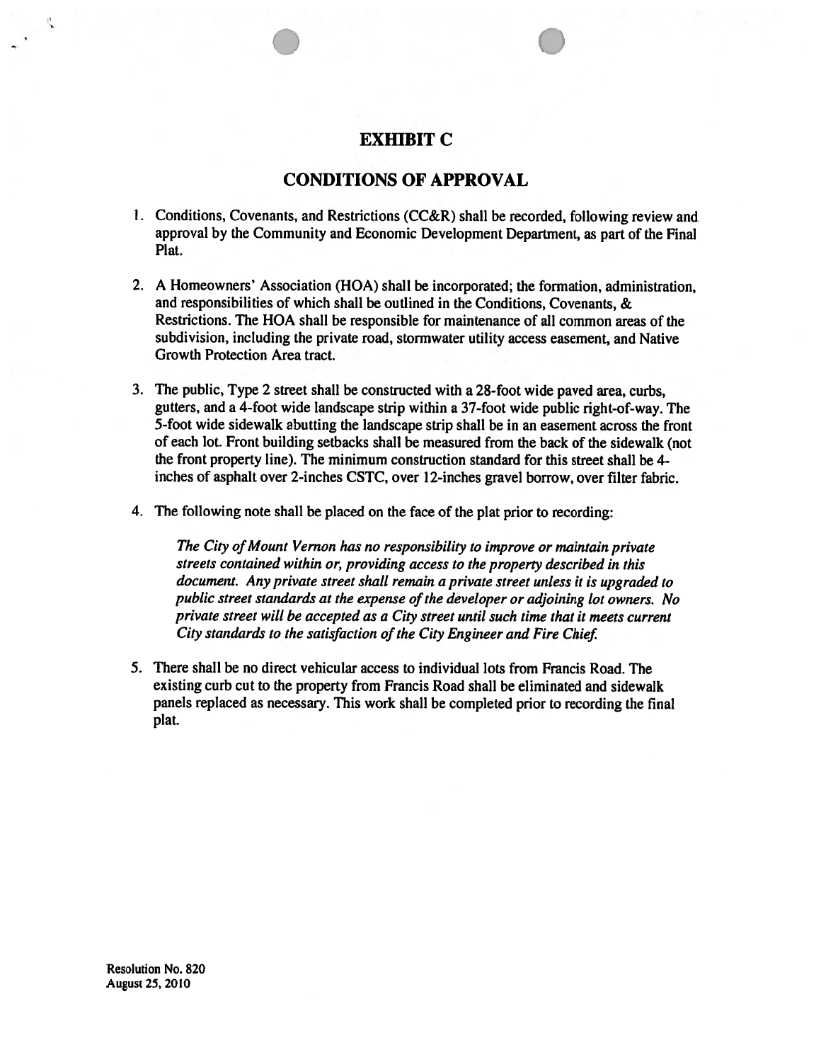# EXHIBIT C

## CONDITIONS OF APPROVAL

1. Conditions, Covenants, and Restrictions (CC&R) shall be recorded, following review and approval by the Community and Economic Development Department, as part of the Final Plat.

2. A Homeowners' Association (HOA) shall be incorporated; the formation, administration, and responsibilities of which shall be outlined in the Conditions, Covenants, & Restrictions. The HOA shall be responsible for maintenance of all common areas of the subdivision, including the private road, stormwater utility access easement, and Native Growth Protection Area tract.

3. The public, Type 2 street shall be constructed with a 28-foot wide paved area, curbs, gutters, and a 4-foot wide landscape strip within a 37-foot wide public right-of-way. The 5-foot wide sidewalk abutting the landscape strip shall be in an easement across the front of each lot. Front building setbacks shall be measured from the back of the sidewalk (not the front property line). The minimum construction standard for this street shall be 4-inches of asphalt over 2-inches CSTC, over 12-inches gravel borrow, over filter fabric.

4. The following note shall be placed on the face of the plat prior to recording:

   *The City of Mount Vernon has no responsibility to improve or maintain private streets contained within or, providing access to the property described in this document. Any private street shall remain a private street unless it is upgraded to public street standards at the expense of the developer or adjoining lot owners. No private street will be accepted as a City street until such time that it meets current City standards to the satisfaction of the City Engineer and Fire Chief.*

5. There shall be no direct vehicular access to individual lots from Francis Road. The existing curb cut to the property from Francis Road shall be eliminated and sidewalk panels replaced as necessary. This work shall be completed prior to recording the final plat.

Resolution No. 820
August 25, 2010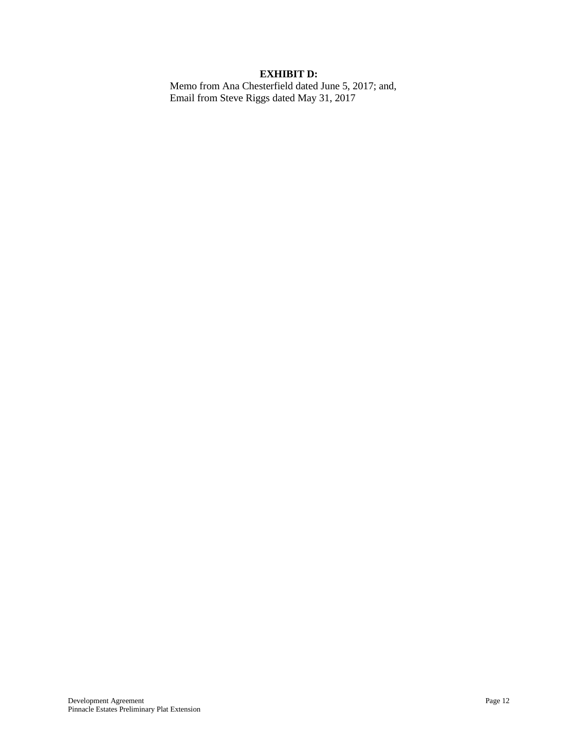**EXHIBIT D:**

Memo from Ana Chesterfield dated June 5, 2017; and,
Email from Steve Riggs dated May 31, 2017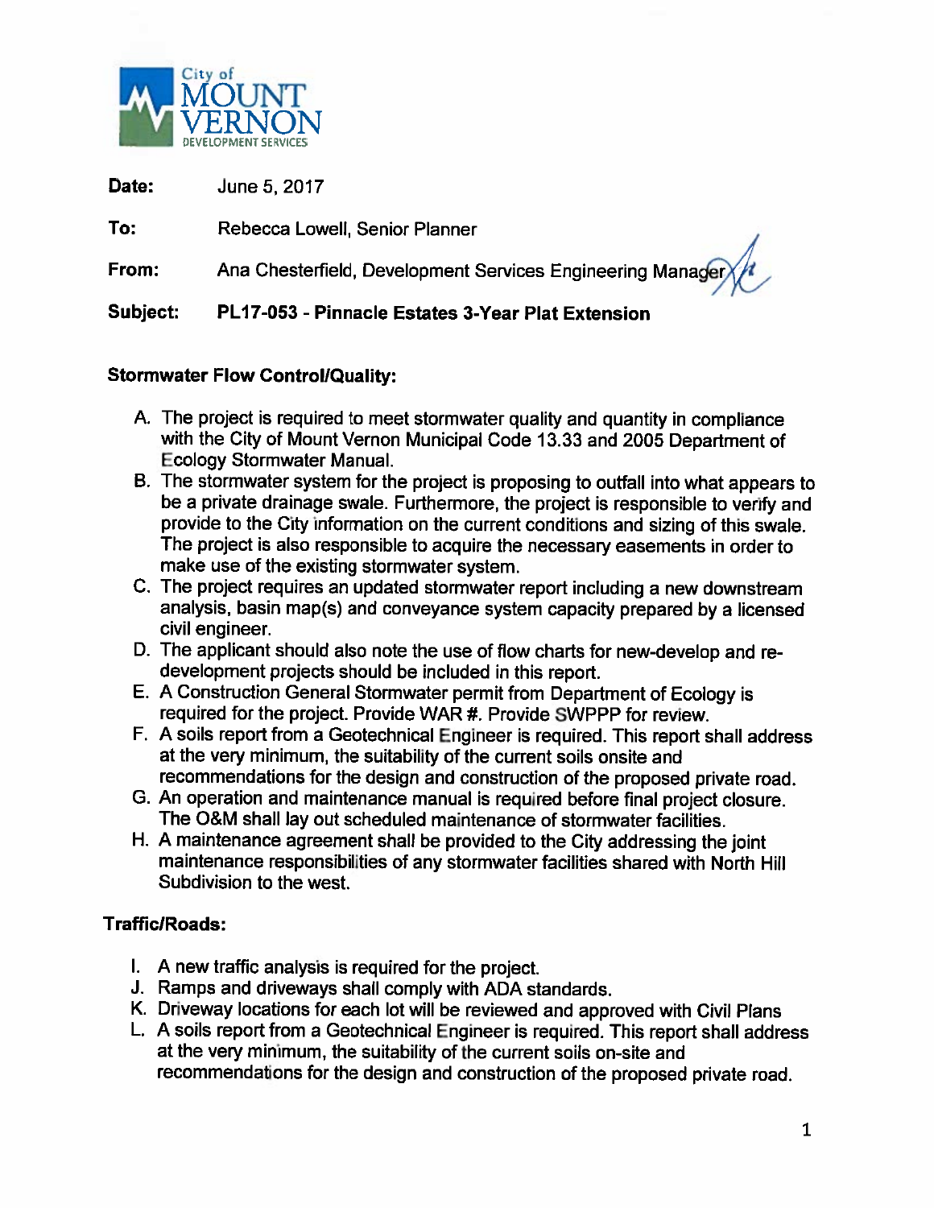City of MOUNT VERNON DEVELOPMENT SERVICES

**Date:** June 5, 2017

**To:** Rebecca Lowell, Senior Planner

**From:** Ana Chesterfield, Development Services Engineering Manager

**Subject:** **PL17-053 - Pinnacle Estates 3-Year Plat Extension**

### Stormwater Flow Control/Quality:

A. The project is required to meet stormwater quality and quantity in compliance with the City of Mount Vernon Municipal Code 13.33 and 2005 Department of Ecology Stormwater Manual.

B. The stormwater system for the project is proposing to outfall into what appears to be a private drainage swale. Furthermore, the project is responsible to verify and provide to the City information on the current conditions and sizing of this swale. The project is also responsible to acquire the necessary easements in order to make use of the existing stormwater system.

C. The project requires an updated stormwater report including a new downstream analysis, basin map(s) and conveyance system capacity prepared by a licensed civil engineer.

D. The applicant should also note the use of flow charts for new-develop and re-development projects should be included in this report.

E. A Construction General Stormwater permit from Department of Ecology is required for the project. Provide WAR #. Provide SWPPP for review.

F. A soils report from a Geotechnical Engineer is required. This report shall address at the very minimum, the suitability of the current soils onsite and recommendations for the design and construction of the proposed private road.

G. An operation and maintenance manual is required before final project closure. The O&M shall lay out scheduled maintenance of stormwater facilities.

H. A maintenance agreement shall be provided to the City addressing the joint maintenance responsibilities of any stormwater facilities shared with North Hill Subdivision to the west.

### Traffic/Roads:

I. A new traffic analysis is required for the project.

J. Ramps and driveways shall comply with ADA standards.

K. Driveway locations for each lot will be reviewed and approved with Civil Plans

L. A soils report from a Geotechnical Engineer is required. This report shall address at the very minimum, the suitability of the current soils on-site and recommendations for the design and construction of the proposed private road.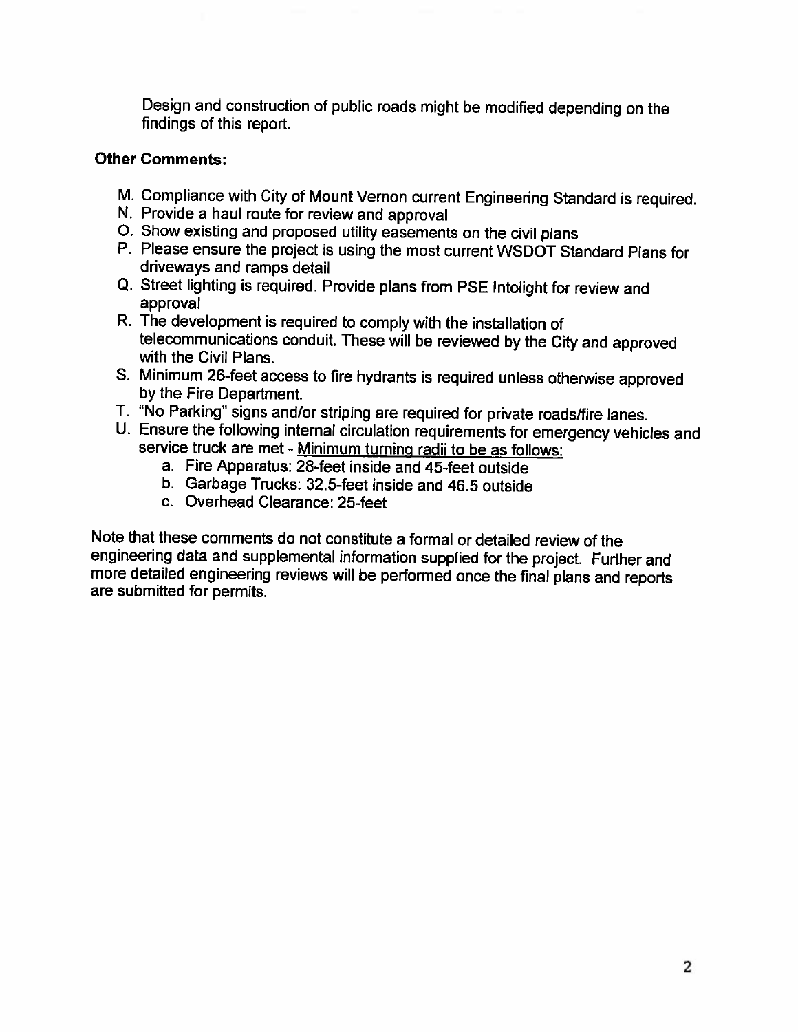Design and construction of public roads might be modified depending on the findings of this report.

**Other Comments:**

M. Compliance with City of Mount Vernon current Engineering Standard is required.
N. Provide a haul route for review and approval
O. Show existing and proposed utility easements on the civil plans
P. Please ensure the project is using the most current WSDOT Standard Plans for driveways and ramps detail
Q. Street lighting is required. Provide plans from PSE Intolight for review and approval
R. The development is required to comply with the installation of telecommunications conduit. These will be reviewed by the City and approved with the Civil Plans.
S. Minimum 26-feet access to fire hydrants is required unless otherwise approved by the Fire Department.
T. "No Parking" signs and/or striping are required for private roads/fire lanes.
U. Ensure the following internal circulation requirements for emergency vehicles and service truck are met - <u>Minimum turning radii to be as follows:</u>
   a. Fire Apparatus: 28-feet inside and 45-feet outside
   b. Garbage Trucks: 32.5-feet inside and 46.5 outside
   c. Overhead Clearance: 25-feet

Note that these comments do not constitute a formal or detailed review of the engineering data and supplemental information supplied for the project. Further and more detailed engineering reviews will be performed once the final plans and reports are submitted for permits.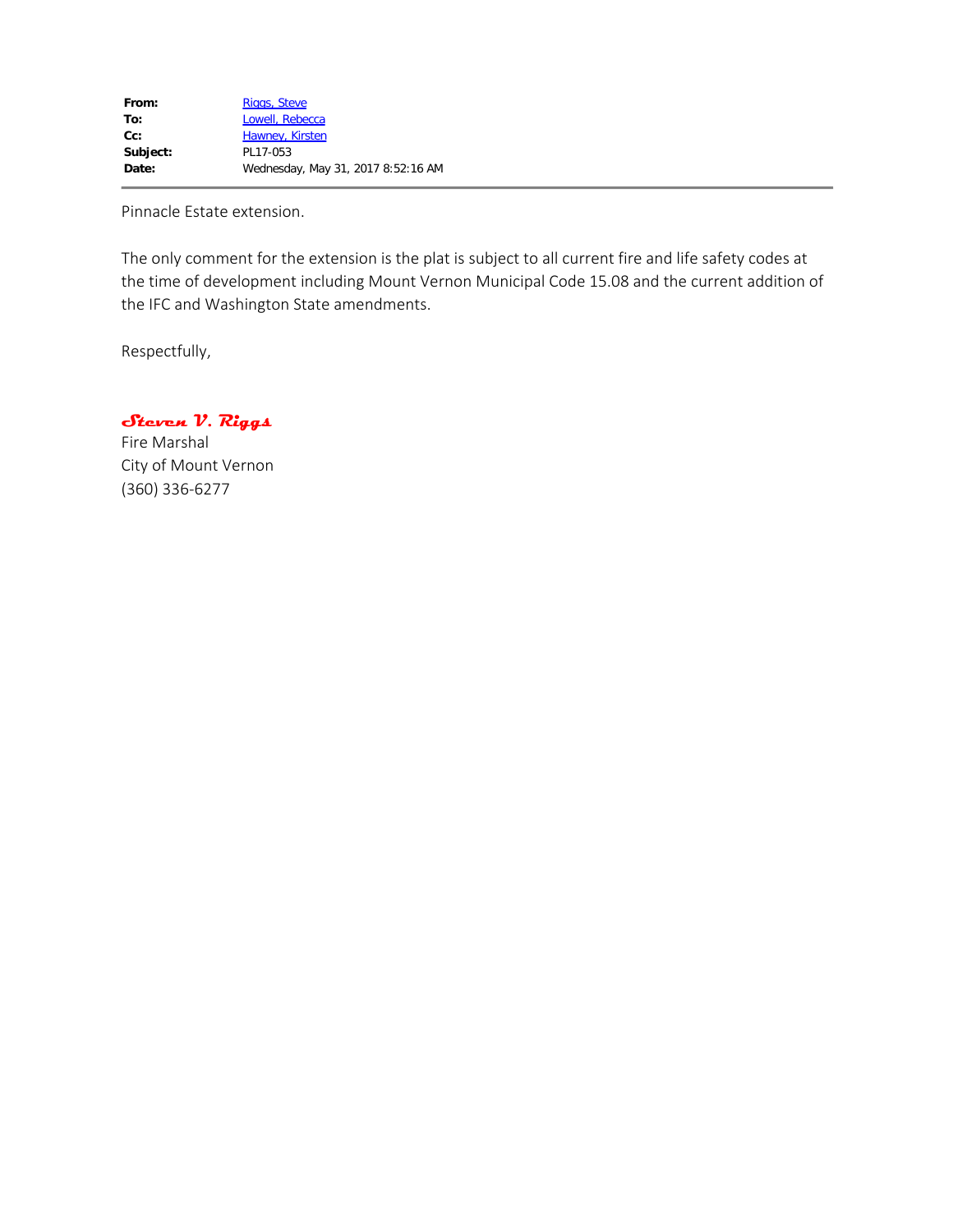**From:** Riggs, Steve
**To:** Lowell, Rebecca
**Cc:** Hawney, Kirsten
**Subject:** PL17-053
**Date:** Wednesday, May 31, 2017 8:52:16 AM

---

Pinnacle Estate extension.

The only comment for the extension is the plat is subject to all current fire and life safety codes at the time of development including Mount Vernon Municipal Code 15.08 and the current addition of the IFC and Washington State amendments.

Respectfully,

*Steven V. Riggs*
Fire Marshal
City of Mount Vernon
(360) 336-6277